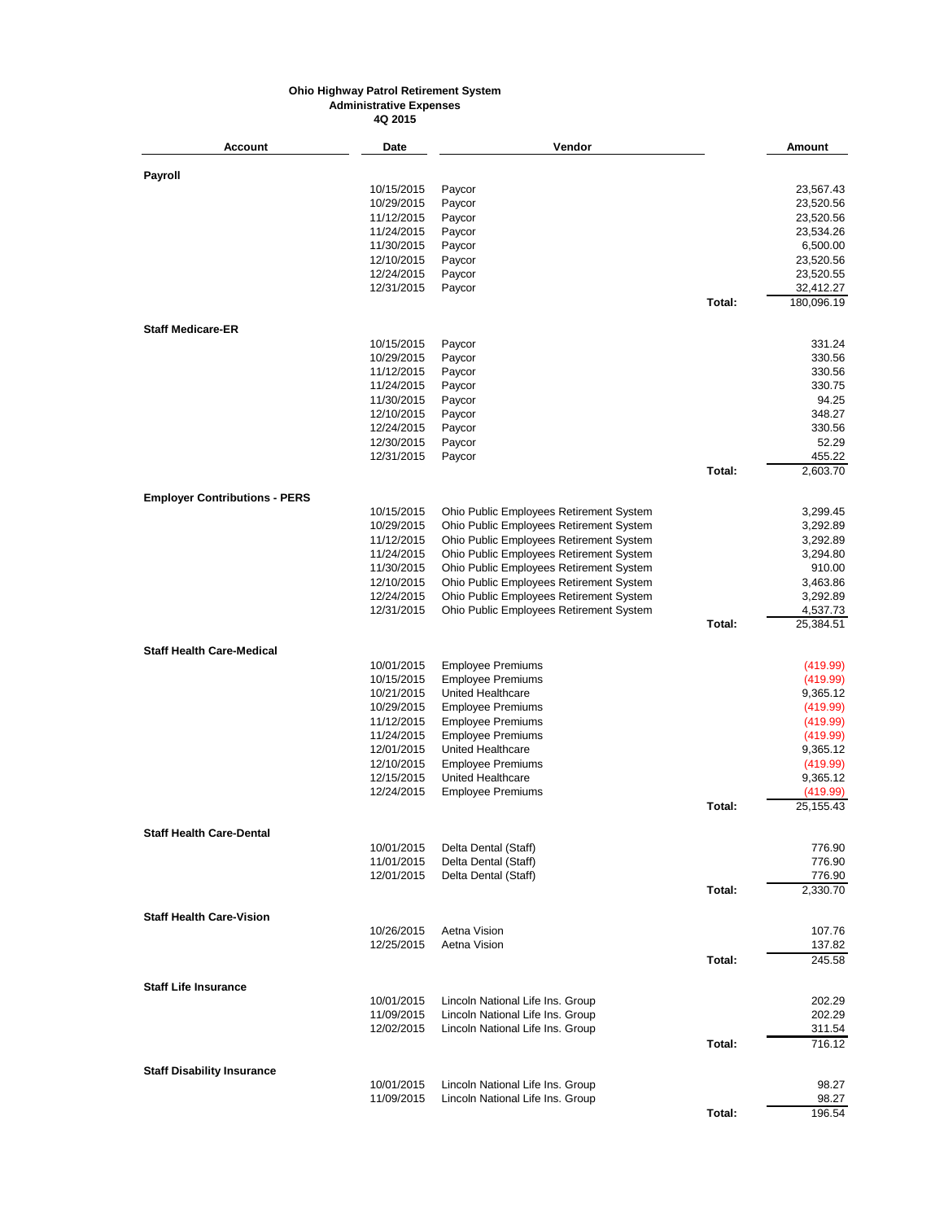**Ohio Highway Patrol Retirement System**
**Administrative Expenses**
**4Q 2015**

| Account | Date | Vendor | | Amount |
|---|---|---|---|---|
| **Payroll** | | | | |
| | 10/15/2015 | Paycor | | 23,567.43 |
| | 10/29/2015 | Paycor | | 23,520.56 |
| | 11/12/2015 | Paycor | | 23,520.56 |
| | 11/24/2015 | Paycor | | 23,534.26 |
| | 11/30/2015 | Paycor | | 6,500.00 |
| | 12/10/2015 | Paycor | | 23,520.56 |
| | 12/24/2015 | Paycor | | 23,520.55 |
| | 12/31/2015 | Paycor | | 32,412.27 |
| | | | **Total:** | 180,096.19 |
| **Staff Medicare-ER** | | | | |
| | 10/15/2015 | Paycor | | 331.24 |
| | 10/29/2015 | Paycor | | 330.56 |
| | 11/12/2015 | Paycor | | 330.56 |
| | 11/24/2015 | Paycor | | 330.75 |
| | 11/30/2015 | Paycor | | 94.25 |
| | 12/10/2015 | Paycor | | 348.27 |
| | 12/24/2015 | Paycor | | 330.56 |
| | 12/30/2015 | Paycor | | 52.29 |
| | 12/31/2015 | Paycor | | 455.22 |
| | | | **Total:** | 2,603.70 |
| **Employer Contributions - PERS** | | | | |
| | 10/15/2015 | Ohio Public Employees Retirement System | | 3,299.45 |
| | 10/29/2015 | Ohio Public Employees Retirement System | | 3,292.89 |
| | 11/12/2015 | Ohio Public Employees Retirement System | | 3,292.89 |
| | 11/24/2015 | Ohio Public Employees Retirement System | | 3,294.80 |
| | 11/30/2015 | Ohio Public Employees Retirement System | | 910.00 |
| | 12/10/2015 | Ohio Public Employees Retirement System | | 3,463.86 |
| | 12/24/2015 | Ohio Public Employees Retirement System | | 3,292.89 |
| | 12/31/2015 | Ohio Public Employees Retirement System | | 4,537.73 |
| | | | **Total:** | 25,384.51 |
| **Staff Health Care-Medical** | | | | |
| | 10/01/2015 | Employee Premiums | | (419.99) |
| | 10/15/2015 | Employee Premiums | | (419.99) |
| | 10/21/2015 | United Healthcare | | 9,365.12 |
| | 10/29/2015 | Employee Premiums | | (419.99) |
| | 11/12/2015 | Employee Premiums | | (419.99) |
| | 11/24/2015 | Employee Premiums | | (419.99) |
| | 12/01/2015 | United Healthcare | | 9,365.12 |
| | 12/10/2015 | Employee Premiums | | (419.99) |
| | 12/15/2015 | United Healthcare | | 9,365.12 |
| | 12/24/2015 | Employee Premiums | | (419.99) |
| | | | **Total:** | 25,155.43 |
| **Staff Health Care-Dental** | | | | |
| | 10/01/2015 | Delta Dental (Staff) | | 776.90 |
| | 11/01/2015 | Delta Dental (Staff) | | 776.90 |
| | 12/01/2015 | Delta Dental (Staff) | | 776.90 |
| | | | **Total:** | 2,330.70 |
| **Staff Health Care-Vision** | | | | |
| | 10/26/2015 | Aetna Vision | | 107.76 |
| | 12/25/2015 | Aetna Vision | | 137.82 |
| | | | **Total:** | 245.58 |
| **Staff Life Insurance** | | | | |
| | 10/01/2015 | Lincoln National Life Ins. Group | | 202.29 |
| | 11/09/2015 | Lincoln National Life Ins. Group | | 202.29 |
| | 12/02/2015 | Lincoln National Life Ins. Group | | 311.54 |
| | | | **Total:** | 716.12 |
| **Staff Disability Insurance** | | | | |
| | 10/01/2015 | Lincoln National Life Ins. Group | | 98.27 |
| | 11/09/2015 | Lincoln National Life Ins. Group | | 98.27 |
| | | | **Total:** | 196.54 |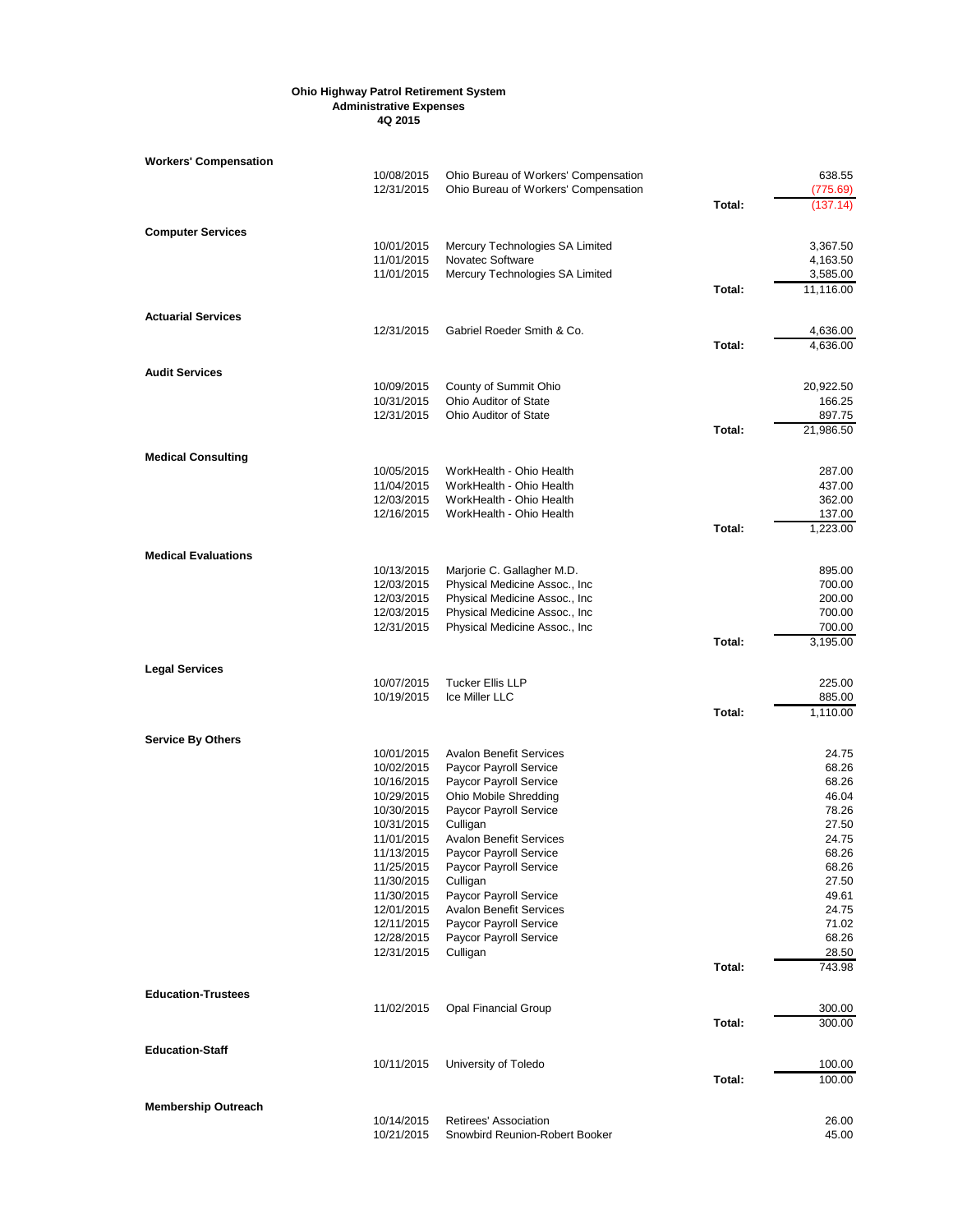**Ohio Highway Patrol Retirement System**
**Administrative Expenses**
**4Q 2015**

| Category | Date | Vendor | | Amount |
|---|---|---|---|---|
| **Workers' Compensation** | | | | |
| | 10/08/2015 | Ohio Bureau of Workers' Compensation | | 638.55 |
| | 12/31/2015 | Ohio Bureau of Workers' Compensation | | (775.69) |
| | | | Total: | (137.14) |
| **Computer Services** | | | | |
| | 10/01/2015 | Mercury Technologies SA Limited | | 3,367.50 |
| | 11/01/2015 | Novatec Software | | 4,163.50 |
| | 11/01/2015 | Mercury Technologies SA Limited | | 3,585.00 |
| | | | Total: | 11,116.00 |
| **Actuarial Services** | | | | |
| | 12/31/2015 | Gabriel Roeder Smith & Co. | | 4,636.00 |
| | | | Total: | 4,636.00 |
| **Audit Services** | | | | |
| | 10/09/2015 | County of Summit Ohio | | 20,922.50 |
| | 10/31/2015 | Ohio Auditor of State | | 166.25 |
| | 12/31/2015 | Ohio Auditor of State | | 897.75 |
| | | | Total: | 21,986.50 |
| **Medical Consulting** | | | | |
| | 10/05/2015 | WorkHealth - Ohio Health | | 287.00 |
| | 11/04/2015 | WorkHealth - Ohio Health | | 437.00 |
| | 12/03/2015 | WorkHealth - Ohio Health | | 362.00 |
| | 12/16/2015 | WorkHealth - Ohio Health | | 137.00 |
| | | | Total: | 1,223.00 |
| **Medical Evaluations** | | | | |
| | 10/13/2015 | Marjorie C. Gallagher M.D. | | 895.00 |
| | 12/03/2015 | Physical Medicine Assoc., Inc | | 700.00 |
| | 12/03/2015 | Physical Medicine Assoc., Inc | | 200.00 |
| | 12/03/2015 | Physical Medicine Assoc., Inc | | 700.00 |
| | 12/31/2015 | Physical Medicine Assoc., Inc | | 700.00 |
| | | | Total: | 3,195.00 |
| **Legal Services** | | | | |
| | 10/07/2015 | Tucker Ellis LLP | | 225.00 |
| | 10/19/2015 | Ice Miller LLC | | 885.00 |
| | | | Total: | 1,110.00 |
| **Service By Others** | | | | |
| | 10/01/2015 | Avalon Benefit Services | | 24.75 |
| | 10/02/2015 | Paycor Payroll Service | | 68.26 |
| | 10/16/2015 | Paycor Payroll Service | | 68.26 |
| | 10/29/2015 | Ohio Mobile Shredding | | 46.04 |
| | 10/30/2015 | Paycor Payroll Service | | 78.26 |
| | 10/31/2015 | Culligan | | 27.50 |
| | 11/01/2015 | Avalon Benefit Services | | 24.75 |
| | 11/13/2015 | Paycor Payroll Service | | 68.26 |
| | 11/25/2015 | Paycor Payroll Service | | 68.26 |
| | 11/30/2015 | Culligan | | 27.50 |
| | 11/30/2015 | Paycor Payroll Service | | 49.61 |
| | 12/01/2015 | Avalon Benefit Services | | 24.75 |
| | 12/11/2015 | Paycor Payroll Service | | 71.02 |
| | 12/28/2015 | Paycor Payroll Service | | 68.26 |
| | 12/31/2015 | Culligan | | 28.50 |
| | | | Total: | 743.98 |
| **Education-Trustees** | | | | |
| | 11/02/2015 | Opal Financial Group | | 300.00 |
| | | | Total: | 300.00 |
| **Education-Staff** | | | | |
| | 10/11/2015 | University of Toledo | | 100.00 |
| | | | Total: | 100.00 |
| **Membership Outreach** | | | | |
| | 10/14/2015 | Retirees' Association | | 26.00 |
| | 10/21/2015 | Snowbird Reunion-Robert Booker | | 45.00 |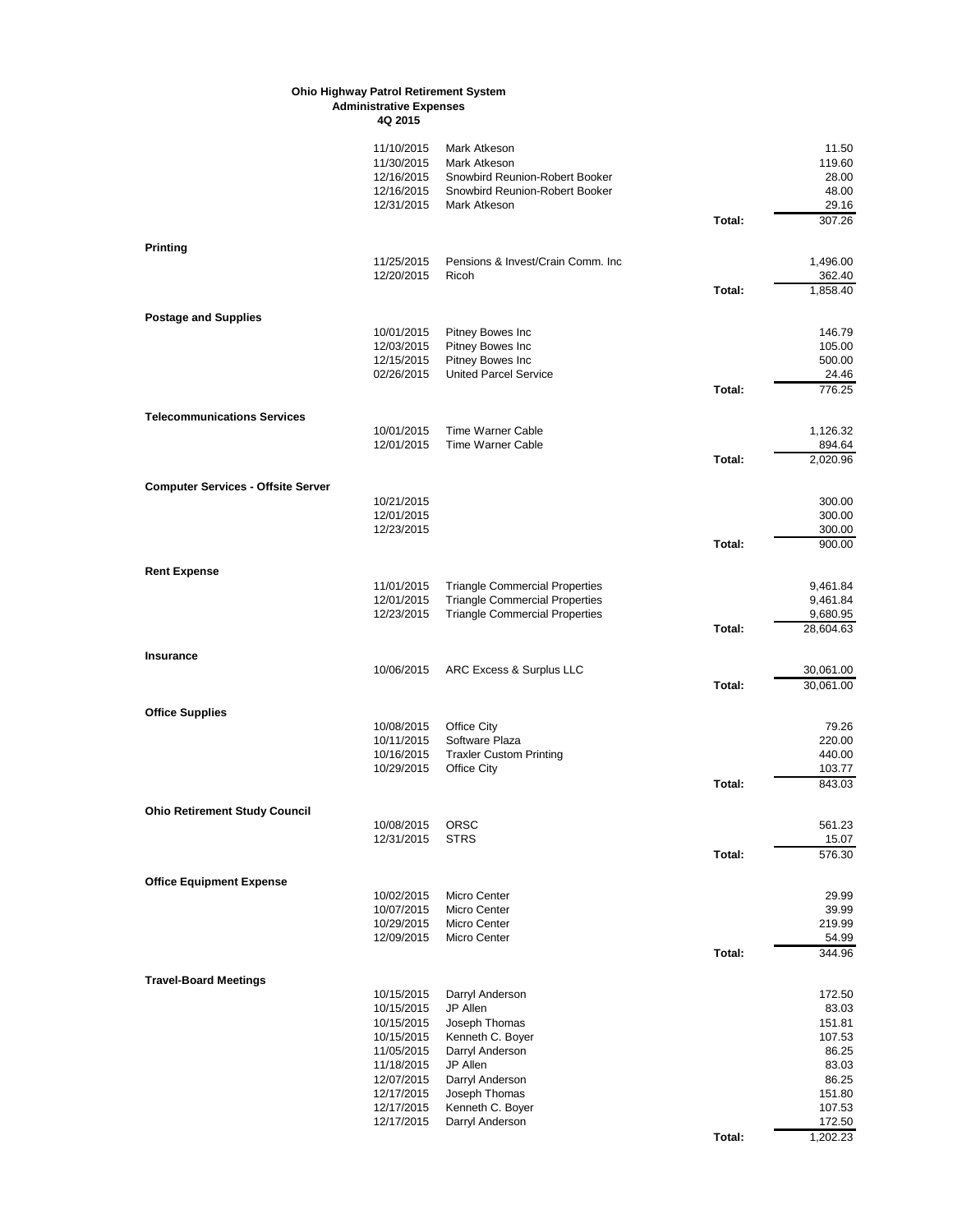**Ohio Highway Patrol Retirement System**
**Administrative Expenses**
**4Q 2015**

| Category | Date | Payee | | Amount |
|---|---|---|---|---|
| | 11/10/2015 | Mark Atkeson | | 11.50 |
| | 11/30/2015 | Mark Atkeson | | 119.60 |
| | 12/16/2015 | Snowbird Reunion-Robert Booker | | 28.00 |
| | 12/16/2015 | Snowbird Reunion-Robert Booker | | 48.00 |
| | 12/31/2015 | Mark Atkeson | | 29.16 |
| | | | Total: | 307.26 |
| **Printing** | | | | |
| | 11/25/2015 | Pensions & Invest/Crain Comm. Inc | | 1,496.00 |
| | 12/20/2015 | Ricoh | | 362.40 |
| | | | Total: | 1,858.40 |
| **Postage and Supplies** | | | | |
| | 10/01/2015 | Pitney Bowes Inc | | 146.79 |
| | 12/03/2015 | Pitney Bowes Inc | | 105.00 |
| | 12/15/2015 | Pitney Bowes Inc | | 500.00 |
| | 02/26/2015 | United Parcel Service | | 24.46 |
| | | | Total: | 776.25 |
| **Telecommunications Services** | | | | |
| | 10/01/2015 | Time Warner Cable | | 1,126.32 |
| | 12/01/2015 | Time Warner Cable | | 894.64 |
| | | | Total: | 2,020.96 |
| **Computer Services - Offsite Server** | | | | |
| | 10/21/2015 | | | 300.00 |
| | 12/01/2015 | | | 300.00 |
| | 12/23/2015 | | | 300.00 |
| | | | Total: | 900.00 |
| **Rent Expense** | | | | |
| | 11/01/2015 | Triangle Commercial Properties | | 9,461.84 |
| | 12/01/2015 | Triangle Commercial Properties | | 9,461.84 |
| | 12/23/2015 | Triangle Commercial Properties | | 9,680.95 |
| | | | Total: | 28,604.63 |
| **Insurance** | | | | |
| | 10/06/2015 | ARC Excess & Surplus LLC | | 30,061.00 |
| | | | Total: | 30,061.00 |
| **Office Supplies** | | | | |
| | 10/08/2015 | Office City | | 79.26 |
| | 10/11/2015 | Software Plaza | | 220.00 |
| | 10/16/2015 | Traxler Custom Printing | | 440.00 |
| | 10/29/2015 | Office City | | 103.77 |
| | | | Total: | 843.03 |
| **Ohio Retirement Study Council** | | | | |
| | 10/08/2015 | ORSC | | 561.23 |
| | 12/31/2015 | STRS | | 15.07 |
| | | | Total: | 576.30 |
| **Office Equipment Expense** | | | | |
| | 10/02/2015 | Micro Center | | 29.99 |
| | 10/07/2015 | Micro Center | | 39.99 |
| | 10/29/2015 | Micro Center | | 219.99 |
| | 12/09/2015 | Micro Center | | 54.99 |
| | | | Total: | 344.96 |
| **Travel-Board Meetings** | | | | |
| | 10/15/2015 | Darryl Anderson | | 172.50 |
| | 10/15/2015 | JP Allen | | 83.03 |
| | 10/15/2015 | Joseph Thomas | | 151.81 |
| | 10/15/2015 | Kenneth C. Boyer | | 107.53 |
| | 11/05/2015 | Darryl Anderson | | 86.25 |
| | 11/18/2015 | JP Allen | | 83.03 |
| | 12/07/2015 | Darryl Anderson | | 86.25 |
| | 12/17/2015 | Joseph Thomas | | 151.80 |
| | 12/17/2015 | Kenneth C. Boyer | | 107.53 |
| | 12/17/2015 | Darryl Anderson | | 172.50 |
| | | | Total: | 1,202.23 |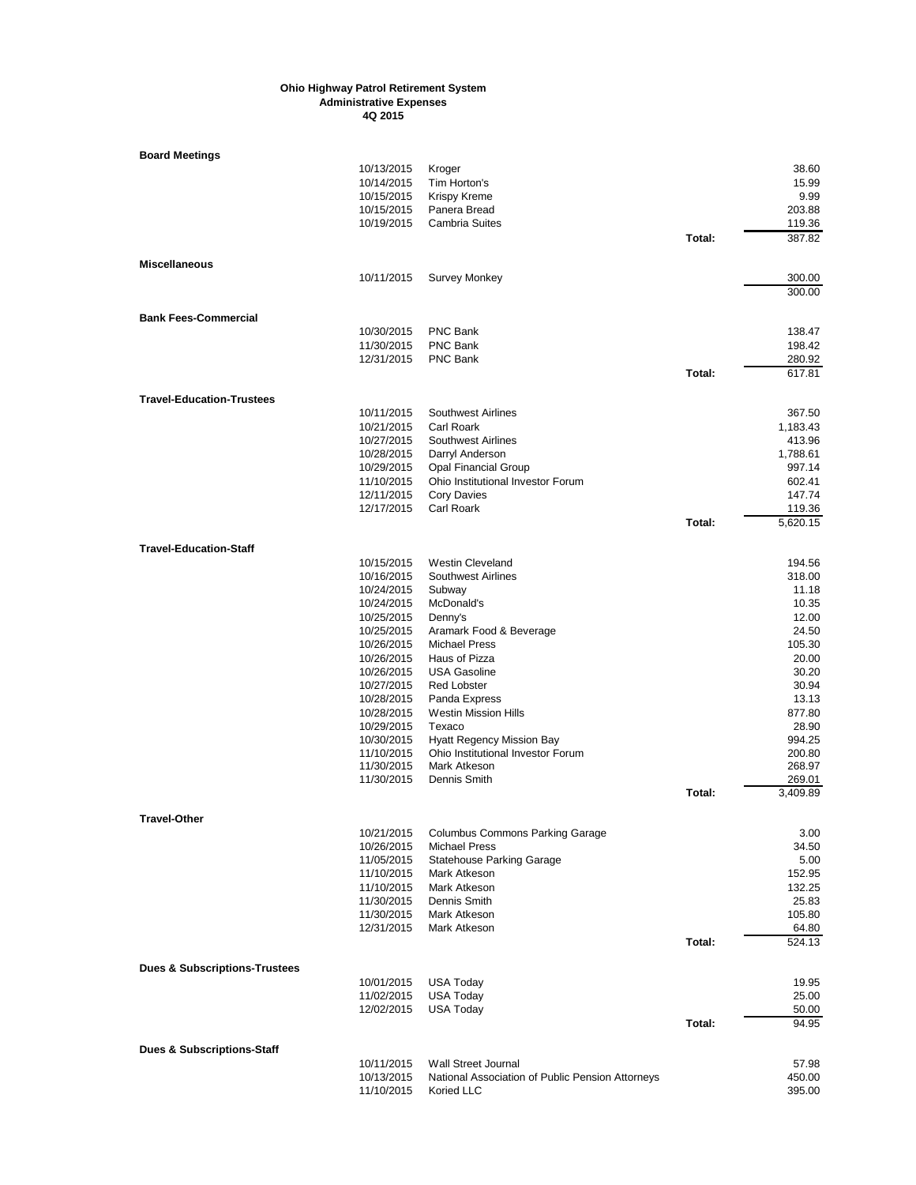**Ohio Highway Patrol Retirement System**
**Administrative Expenses**
**4Q 2015**

**Board Meetings**

| Date | Vendor | | Amount |
|---|---|---|---|
| 10/13/2015 | Kroger | | 38.60 |
| 10/14/2015 | Tim Horton's | | 15.99 |
| 10/15/2015 | Krispy Kreme | | 9.99 |
| 10/15/2015 | Panera Bread | | 203.88 |
| 10/19/2015 | Cambria Suites | | 119.36 |
| | | Total: | 387.82 |

**Miscellaneous**

| Date | Vendor | | Amount |
|---|---|---|---|
| 10/11/2015 | Survey Monkey | | 300.00 |
| | | | 300.00 |

**Bank Fees-Commercial**

| Date | Vendor | | Amount |
|---|---|---|---|
| 10/30/2015 | PNC Bank | | 138.47 |
| 11/30/2015 | PNC Bank | | 198.42 |
| 12/31/2015 | PNC Bank | | 280.92 |
| | | Total: | 617.81 |

**Travel-Education-Trustees**

| Date | Vendor | | Amount |
|---|---|---|---|
| 10/11/2015 | Southwest Airlines | | 367.50 |
| 10/21/2015 | Carl Roark | | 1,183.43 |
| 10/27/2015 | Southwest Airlines | | 413.96 |
| 10/28/2015 | Darryl Anderson | | 1,788.61 |
| 10/29/2015 | Opal Financial Group | | 997.14 |
| 11/10/2015 | Ohio Institutional Investor Forum | | 602.41 |
| 12/11/2015 | Cory Davies | | 147.74 |
| 12/17/2015 | Carl Roark | | 119.36 |
| | | Total: | 5,620.15 |

**Travel-Education-Staff**

| Date | Vendor | | Amount |
|---|---|---|---|
| 10/15/2015 | Westin Cleveland | | 194.56 |
| 10/16/2015 | Southwest Airlines | | 318.00 |
| 10/24/2015 | Subway | | 11.18 |
| 10/24/2015 | McDonald's | | 10.35 |
| 10/25/2015 | Denny's | | 12.00 |
| 10/25/2015 | Aramark Food & Beverage | | 24.50 |
| 10/26/2015 | Michael Press | | 105.30 |
| 10/26/2015 | Haus of Pizza | | 20.00 |
| 10/26/2015 | USA Gasoline | | 30.20 |
| 10/27/2015 | Red Lobster | | 30.94 |
| 10/28/2015 | Panda Express | | 13.13 |
| 10/28/2015 | Westin Mission Hills | | 877.80 |
| 10/29/2015 | Texaco | | 28.90 |
| 10/30/2015 | Hyatt Regency Mission Bay | | 994.25 |
| 11/10/2015 | Ohio Institutional Investor Forum | | 200.80 |
| 11/30/2015 | Mark Atkeson | | 268.97 |
| 11/30/2015 | Dennis Smith | | 269.01 |
| | | Total: | 3,409.89 |

**Travel-Other**

| Date | Vendor | | Amount |
|---|---|---|---|
| 10/21/2015 | Columbus Commons Parking Garage | | 3.00 |
| 10/26/2015 | Michael Press | | 34.50 |
| 11/05/2015 | Statehouse Parking Garage | | 5.00 |
| 11/10/2015 | Mark Atkeson | | 152.95 |
| 11/10/2015 | Mark Atkeson | | 132.25 |
| 11/30/2015 | Dennis Smith | | 25.83 |
| 11/30/2015 | Mark Atkeson | | 105.80 |
| 12/31/2015 | Mark Atkeson | | 64.80 |
| | | Total: | 524.13 |

**Dues & Subscriptions-Trustees**

| Date | Vendor | | Amount |
|---|---|---|---|
| 10/01/2015 | USA Today | | 19.95 |
| 11/02/2015 | USA Today | | 25.00 |
| 12/02/2015 | USA Today | | 50.00 |
| | | Total: | 94.95 |

**Dues & Subscriptions-Staff**

| Date | Vendor | | Amount |
|---|---|---|---|
| 10/11/2015 | Wall Street Journal | | 57.98 |
| 10/13/2015 | National Association of Public Pension Attorneys | | 450.00 |
| 11/10/2015 | Koried LLC | | 395.00 |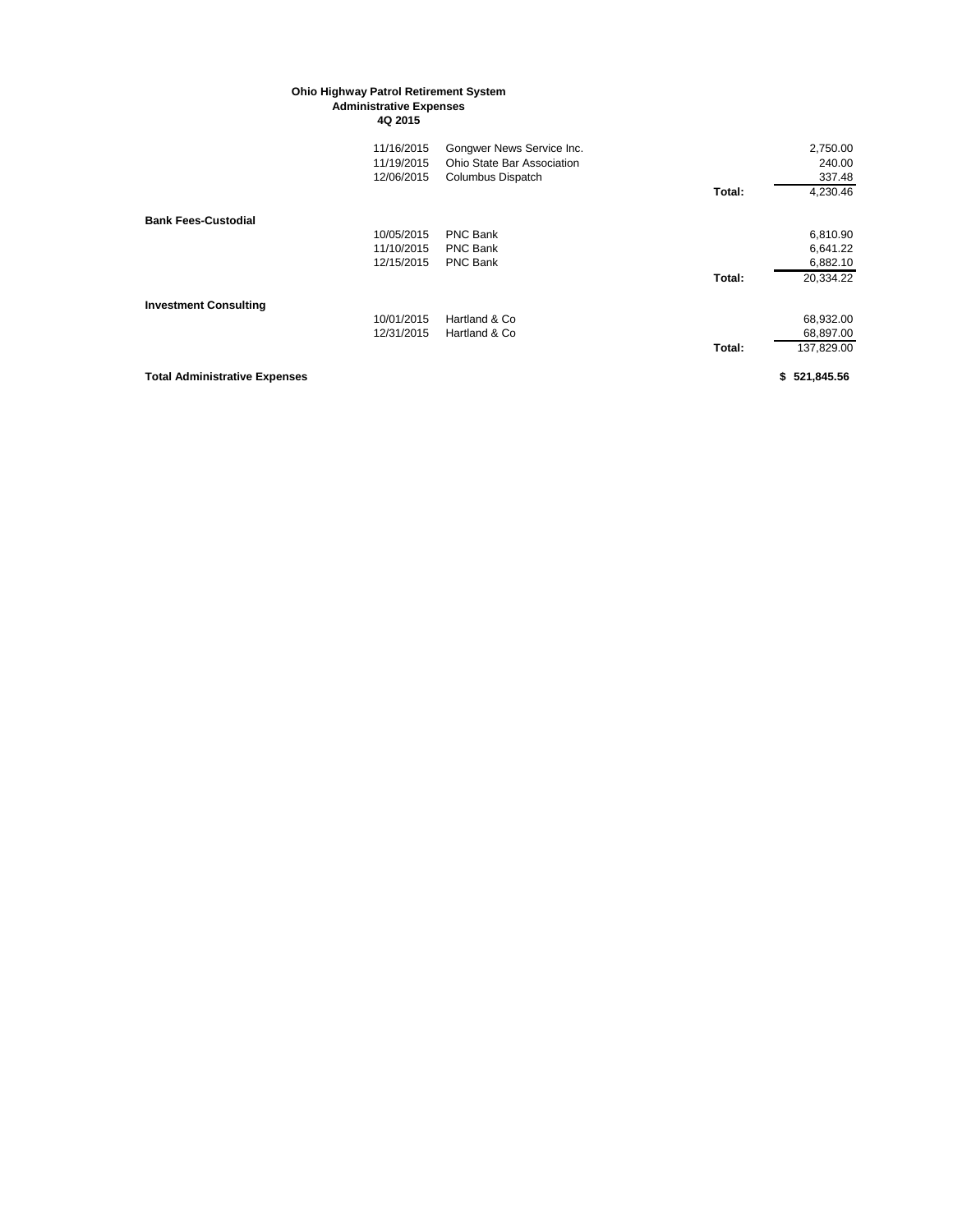**Ohio Highway Patrol Retirement System**
**Administrative Expenses**
**4Q 2015**

| | | | | |
|---|---|---|---|---|
| | 11/16/2015 | Gongwer News Service Inc. | | 2,750.00 |
| | 11/19/2015 | Ohio State Bar Association | | 240.00 |
| | 12/06/2015 | Columbus Dispatch | | 337.48 |
| | | | **Total:** | 4,230.46 |
| **Bank Fees-Custodial** | | | | |
| | 10/05/2015 | PNC Bank | | 6,810.90 |
| | 11/10/2015 | PNC Bank | | 6,641.22 |
| | 12/15/2015 | PNC Bank | | 6,882.10 |
| | | | **Total:** | 20,334.22 |
| **Investment Consulting** | | | | |
| | 10/01/2015 | Hartland & Co | | 68,932.00 |
| | 12/31/2015 | Hartland & Co | | 68,897.00 |
| | | | **Total:** | 137,829.00 |
| **Total Administrative Expenses** | | | | **$ 521,845.56** |